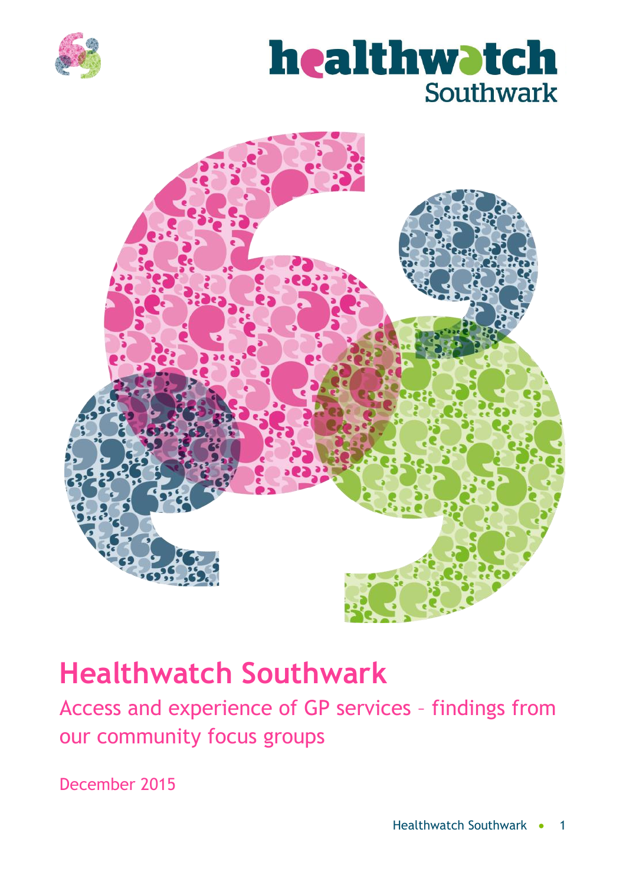# Healthwatch Southwark

## Access and experience of GP services – findings from our community focus groups

December 2015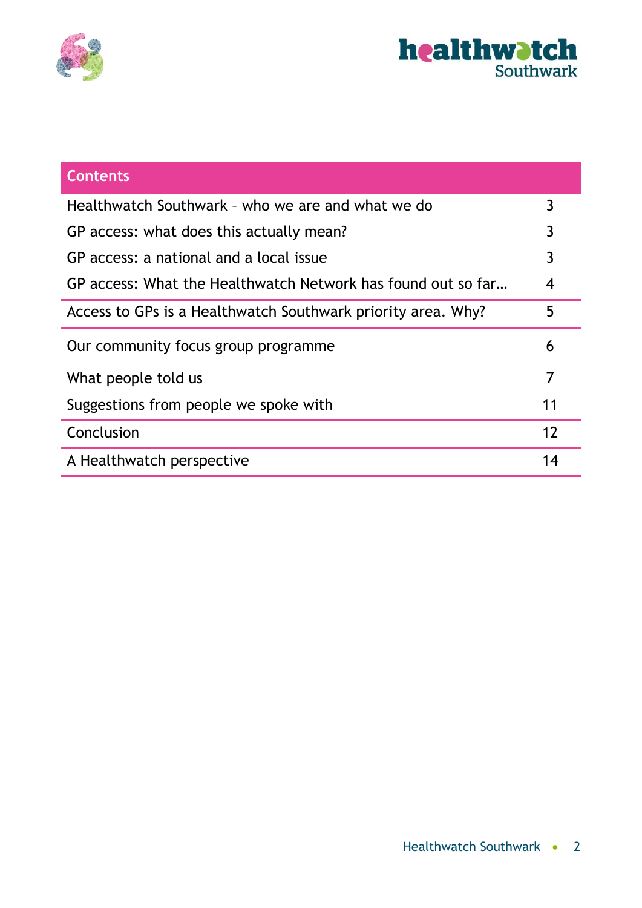## Contents

| Contents | |
|---|---|
| Healthwatch Southwark – who we are and what we do | 3 |
| GP access: what does this actually mean? | 3 |
| GP access: a national and a local issue | 3 |
| GP access: What the Healthwatch Network has found out so far… | 4 |
| Access to GPs is a Healthwatch Southwark priority area. Why? | 5 |
| Our community focus group programme | 6 |
| What people told us | 7 |
| Suggestions from people we spoke with | 11 |
| Conclusion | 12 |
| A Healthwatch perspective | 14 |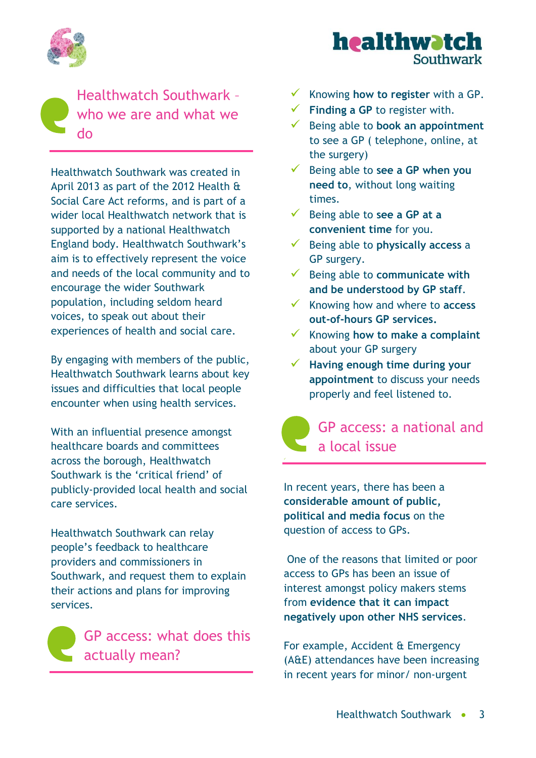## Healthwatch Southwark – who we are and what we do

Healthwatch Southwark was created in April 2013 as part of the 2012 Health & Social Care Act reforms, and is part of a wider local Healthwatch network that is supported by a national Healthwatch England body. Healthwatch Southwark's aim is to effectively represent the voice and needs of the local community and to encourage the wider Southwark population, including seldom heard voices, to speak out about their experiences of health and social care.

By engaging with members of the public, Healthwatch Southwark learns about key issues and difficulties that local people encounter when using health services.

With an influential presence amongst healthcare boards and committees across the borough, Healthwatch Southwark is the 'critical friend' of publicly-provided local health and social care services.

Healthwatch Southwark can relay people's feedback to healthcare providers and commissioners in Southwark, and request them to explain their actions and plans for improving services.

## GP access: what does this actually mean?

- ✓ Knowing **how to register** with a GP.
- ✓ **Finding a GP** to register with.
- ✓ Being able to **book an appointment** to see a GP ( telephone, online, at the surgery)
- ✓ Being able to **see a GP when you need to**, without long waiting times.
- ✓ Being able to **see a GP at a convenient time** for you.
- ✓ Being able to **physically access** a GP surgery.
- ✓ Being able to **communicate with and be understood by GP staff**.
- ✓ Knowing how and where to **access out-of-hours GP services.**
- ✓ Knowing **how to make a complaint** about your GP surgery
- ✓ **Having enough time during your appointment** to discuss your needs properly and feel listened to.

## GP access: a national and a local issue

In recent years, there has been a **considerable amount of public, political and media focus** on the question of access to GPs.

One of the reasons that limited or poor access to GPs has been an issue of interest amongst policy makers stems from **evidence that it can impact negatively upon other NHS services**.

For example, Accident & Emergency (A&E) attendances have been increasing in recent years for minor/ non-urgent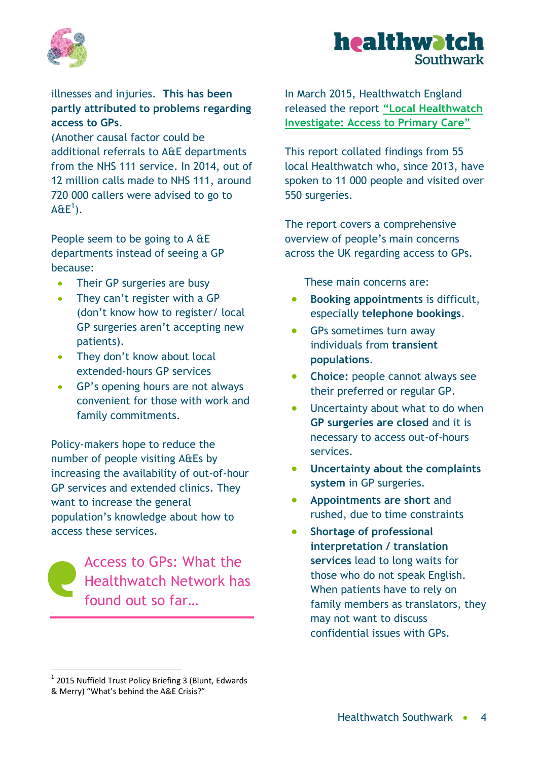illnesses and injuries. **This has been partly attributed to problems regarding access to GPs**.

(Another causal factor could be additional referrals to A&E departments from the NHS 111 service. In 2014, out of 12 million calls made to NHS 111, around 720 000 callers were advised to go to A&E[1]).

People seem to be going to A &E departments instead of seeing a GP because:

- Their GP surgeries are busy
- They can't register with a GP (don't know how to register/ local GP surgeries aren't accepting new patients).
- They don't know about local extended-hours GP services
- GP's opening hours are not always convenient for those with work and family commitments.

Policy-makers hope to reduce the number of people visiting A&Es by increasing the availability of out-of-hour GP services and extended clinics. They want to increase the general population's knowledge about how to access these services.

## Access to GPs: What the Healthwatch Network has found out so far…

In March 2015, Healthwatch England released the report "Local Healthwatch Investigate: Access to Primary Care"

This report collated findings from 55 local Healthwatch who, since 2013, have spoken to 11 000 people and visited over 550 surgeries.

The report covers a comprehensive overview of people's main concerns across the UK regarding access to GPs.

These main concerns are:

- **Booking appointments** is difficult, especially **telephone bookings**.
- GPs sometimes turn away individuals from **transient populations**.
- **Choice:** people cannot always see their preferred or regular GP.
- Uncertainty about what to do when **GP surgeries are closed** and it is necessary to access out-of-hours services.
- **Uncertainty about the complaints system** in GP surgeries.
- **Appointments are short** and rushed, due to time constraints
- **Shortage of professional interpretation / translation services** lead to long waits for those who do not speak English. When patients have to rely on family members as translators, they may not want to discuss confidential issues with GPs.

[1] 2015 Nuffield Trust Policy Briefing 3 (Blunt, Edwards & Merry) "What's behind the A&E Crisis?"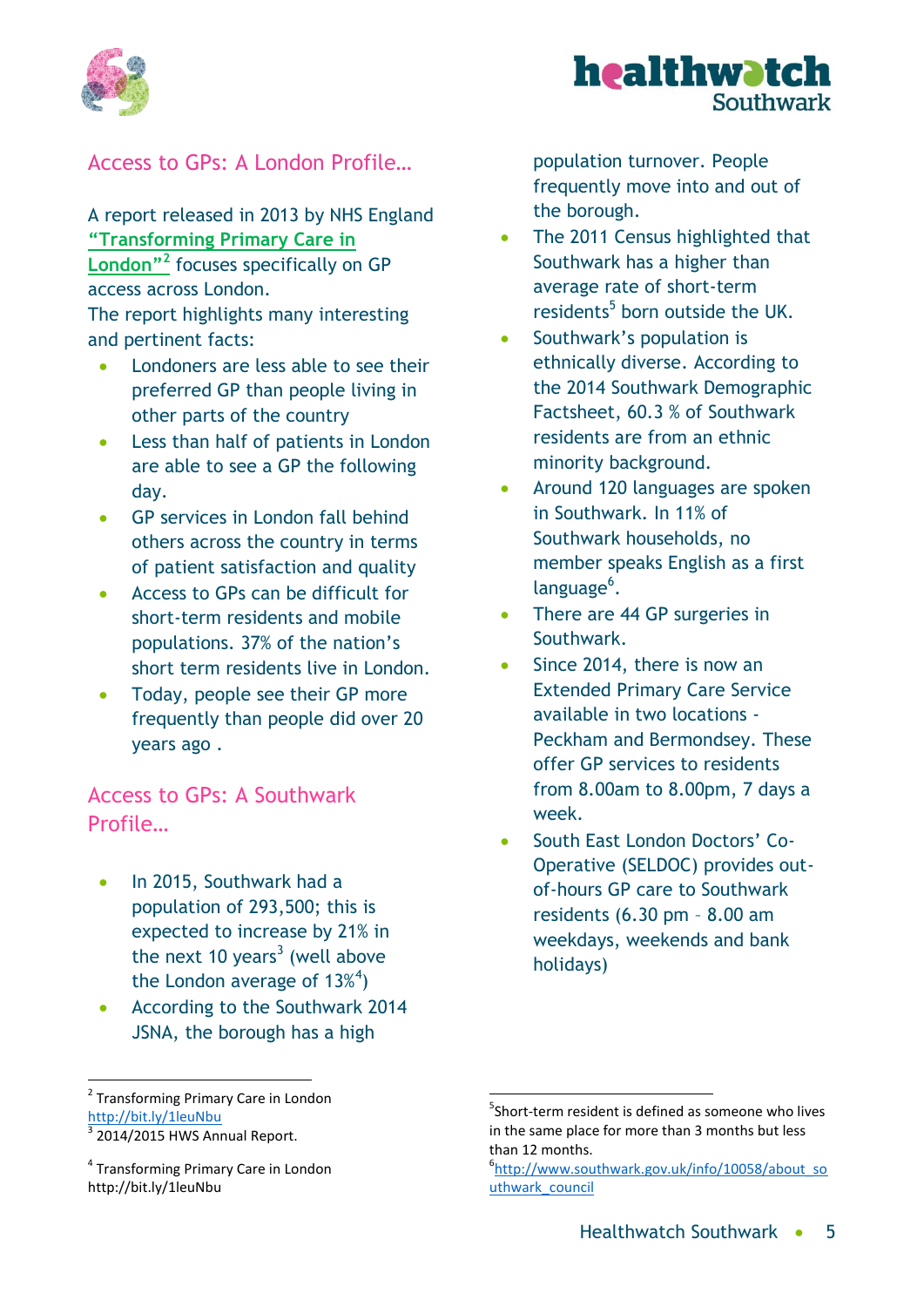## Access to GPs: A London Profile…

A report released in 2013 by NHS England "Transforming Primary Care in London"[2] focuses specifically on GP access across London.

The report highlights many interesting and pertinent facts:

- Londoners are less able to see their preferred GP than people living in other parts of the country
- Less than half of patients in London are able to see a GP the following day.
- GP services in London fall behind others across the country in terms of patient satisfaction and quality
- Access to GPs can be difficult for short-term residents and mobile populations. 37% of the nation's short term residents live in London.
- Today, people see their GP more frequently than people did over 20 years ago .

## Access to GPs: A Southwark Profile…

- In 2015, Southwark had a population of 293,500; this is expected to increase by 21% in the next 10 years[3] (well above the London average of 13%[4])
- According to the Southwark 2014 JSNA, the borough has a high population turnover. People frequently move into and out of the borough.
- The 2011 Census highlighted that Southwark has a higher than average rate of short-term residents[5] born outside the UK.
- Southwark's population is ethnically diverse. According to the 2014 Southwark Demographic Factsheet, 60.3 % of Southwark residents are from an ethnic minority background.
- Around 120 languages are spoken in Southwark. In 11% of Southwark households, no member speaks English as a first language[6].
- There are 44 GP surgeries in Southwark.
- Since 2014, there is now an Extended Primary Care Service available in two locations - Peckham and Bermondsey. These offer GP services to residents from 8.00am to 8.00pm, 7 days a week.
- South East London Doctors' Co-Operative (SELDOC) provides out-of-hours GP care to Southwark residents (6.30 pm – 8.00 am weekdays, weekends and bank holidays)

---

[2] Transforming Primary Care in London http://bit.ly/1leuNbu

[3] 2014/2015 HWS Annual Report.

[4] Transforming Primary Care in London http://bit.ly/1leuNbu

[5] Short-term resident is defined as someone who lives in the same place for more than 3 months but less than 12 months.

[6] http://www.southwark.gov.uk/info/10058/about_southwark_council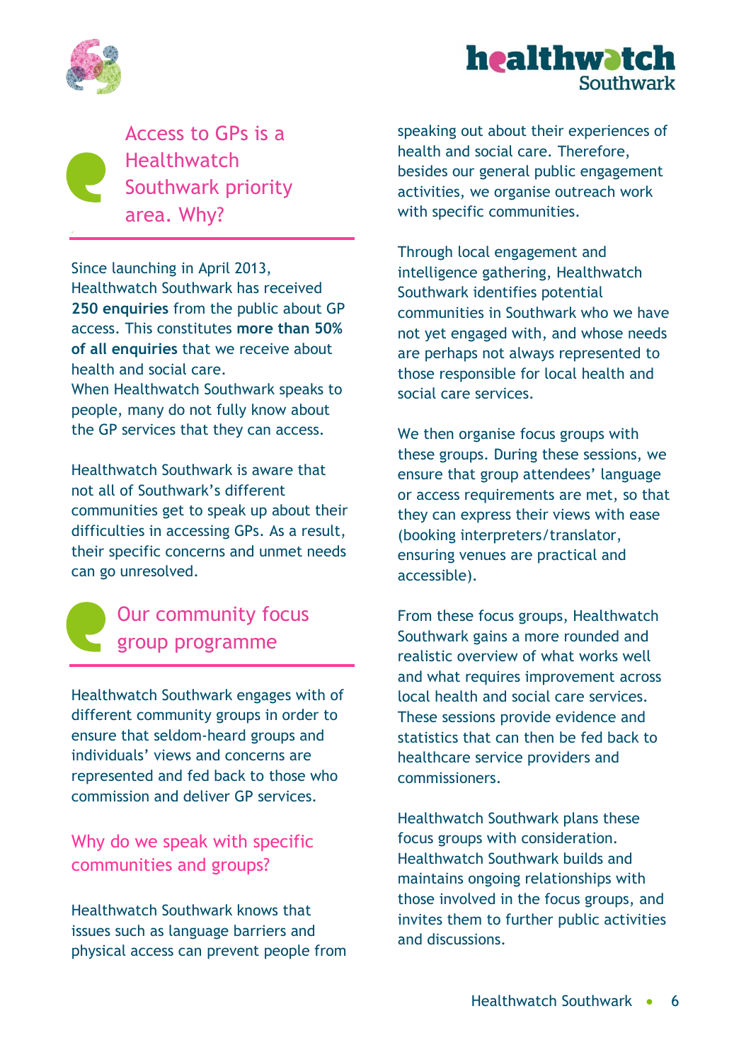## Access to GPs is a Healthwatch Southwark priority area. Why?

Since launching in April 2013, Healthwatch Southwark has received **250 enquiries** from the public about GP access. This constitutes **more than 50% of all enquiries** that we receive about health and social care.
When Healthwatch Southwark speaks to people, many do not fully know about the GP services that they can access.

Healthwatch Southwark is aware that not all of Southwark's different communities get to speak up about their difficulties in accessing GPs. As a result, their specific concerns and unmet needs can go unresolved.

## Our community focus group programme

Healthwatch Southwark engages with of different community groups in order to ensure that seldom-heard groups and individuals' views and concerns are represented and fed back to those who commission and deliver GP services.

### Why do we speak with specific communities and groups?

Healthwatch Southwark knows that issues such as language barriers and physical access can prevent people from speaking out about their experiences of health and social care. Therefore, besides our general public engagement activities, we organise outreach work with specific communities.

Through local engagement and intelligence gathering, Healthwatch Southwark identifies potential communities in Southwark who we have not yet engaged with, and whose needs are perhaps not always represented to those responsible for local health and social care services.

We then organise focus groups with these groups. During these sessions, we ensure that group attendees' language or access requirements are met, so that they can express their views with ease (booking interpreters/translator, ensuring venues are practical and accessible).

From these focus groups, Healthwatch Southwark gains a more rounded and realistic overview of what works well and what requires improvement across local health and social care services. These sessions provide evidence and statistics that can then be fed back to healthcare service providers and commissioners.

Healthwatch Southwark plans these focus groups with consideration. Healthwatch Southwark builds and maintains ongoing relationships with those involved in the focus groups, and invites them to further public activities and discussions.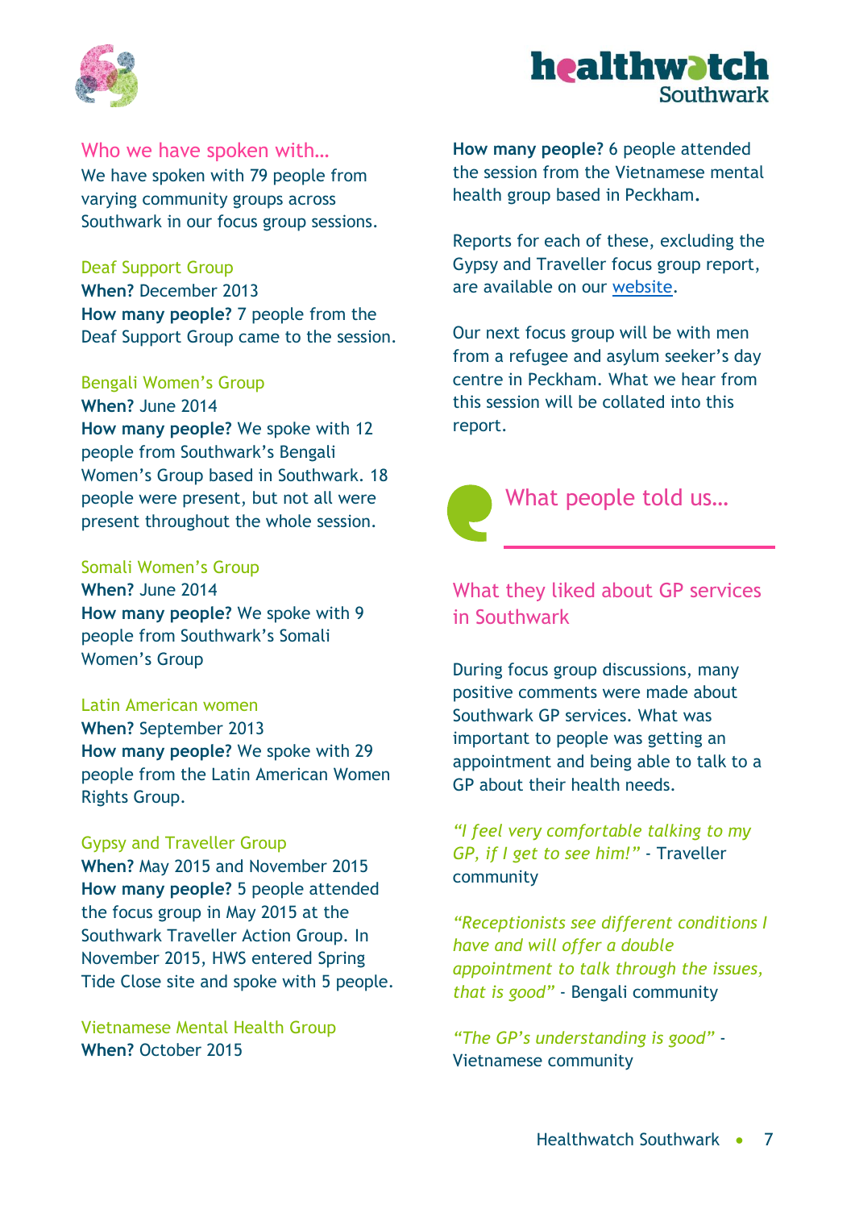## Who we have spoken with…

We have spoken with 79 people from varying community groups across Southwark in our focus group sessions.

### Deaf Support Group

**When?** December 2013
**How many people?** 7 people from the Deaf Support Group came to the session.

### Bengali Women's Group

**When?** June 2014
**How many people?** We spoke with 12 people from Southwark's Bengali Women's Group based in Southwark. 18 people were present, but not all were present throughout the whole session.

### Somali Women's Group

**When?** June 2014
**How many people?** We spoke with 9 people from Southwark's Somali Women's Group

### Latin American women

**When?** September 2013
**How many people?** We spoke with 29 people from the Latin American Women Rights Group.

### Gypsy and Traveller Group

**When?** May 2015 and November 2015
**How many people?** 5 people attended the focus group in May 2015 at the Southwark Traveller Action Group. In November 2015, HWS entered Spring Tide Close site and spoke with 5 people.

### Vietnamese Mental Health Group

**When?** October 2015
**How many people?** 6 people attended the session from the Vietnamese mental health group based in Peckham.

Reports for each of these, excluding the Gypsy and Traveller focus group report, are available on our [website](website).

Our next focus group will be with men from a refugee and asylum seeker's day centre in Peckham. What we hear from this session will be collated into this report.

## What people told us…

### What they liked about GP services in Southwark

During focus group discussions, many positive comments were made about Southwark GP services. What was important to people was getting an appointment and being able to talk to a GP about their health needs.

*"I feel very comfortable talking to my GP, if I get to see him!"* - Traveller community

*"Receptionists see different conditions I have and will offer a double appointment to talk through the issues, that is good"* - Bengali community

*"The GP's understanding is good"* - Vietnamese community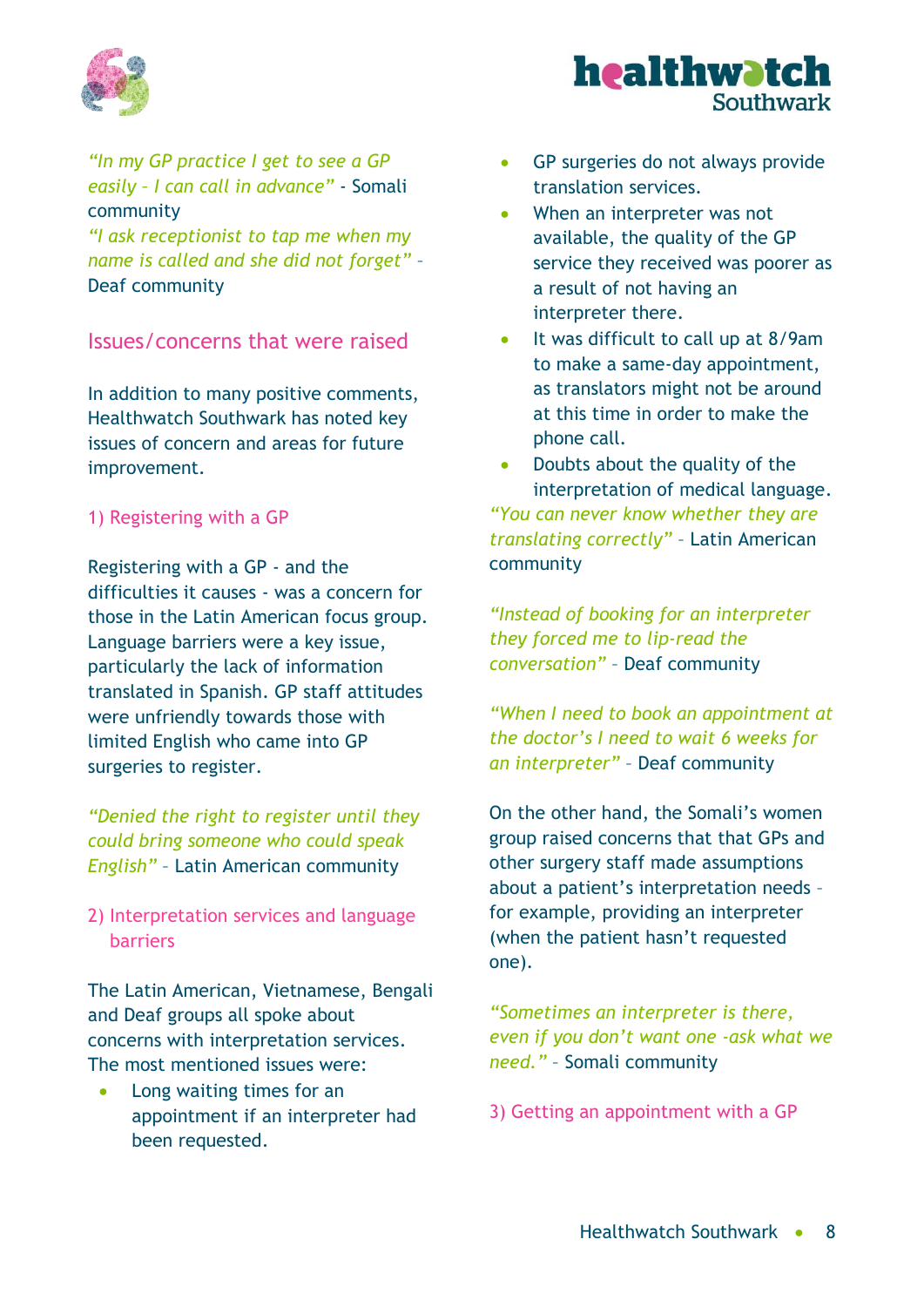*"In my GP practice I get to see a GP easily – I can call in advance"* - Somali community

*"I ask receptionist to tap me when my name is called and she did not forget"* – Deaf community

## Issues/concerns that were raised

In addition to many positive comments, Healthwatch Southwark has noted key issues of concern and areas for future improvement.

### 1) Registering with a GP

Registering with a GP - and the difficulties it causes - was a concern for those in the Latin American focus group. Language barriers were a key issue, particularly the lack of information translated in Spanish. GP staff attitudes were unfriendly towards those with limited English who came into GP surgeries to register.

*"Denied the right to register until they could bring someone who could speak English"* – Latin American community

### 2) Interpretation services and language barriers

The Latin American, Vietnamese, Bengali and Deaf groups all spoke about concerns with interpretation services. The most mentioned issues were:

- Long waiting times for an appointment if an interpreter had been requested.
- GP surgeries do not always provide translation services.
- When an interpreter was not available, the quality of the GP service they received was poorer as a result of not having an interpreter there.
- It was difficult to call up at 8/9am to make a same-day appointment, as translators might not be around at this time in order to make the phone call.
- Doubts about the quality of the interpretation of medical language.

*"You can never know whether they are translating correctly"* – Latin American community

*"Instead of booking for an interpreter they forced me to lip-read the conversation"* – Deaf community

*"When I need to book an appointment at the doctor's I need to wait 6 weeks for an interpreter"* – Deaf community

On the other hand, the Somali's women group raised concerns that GPs and other surgery staff made assumptions about a patient's interpretation needs – for example, providing an interpreter (when the patient hasn't requested one).

*"Sometimes an interpreter is there, even if you don't want one -ask what we need."* – Somali community

### 3) Getting an appointment with a GP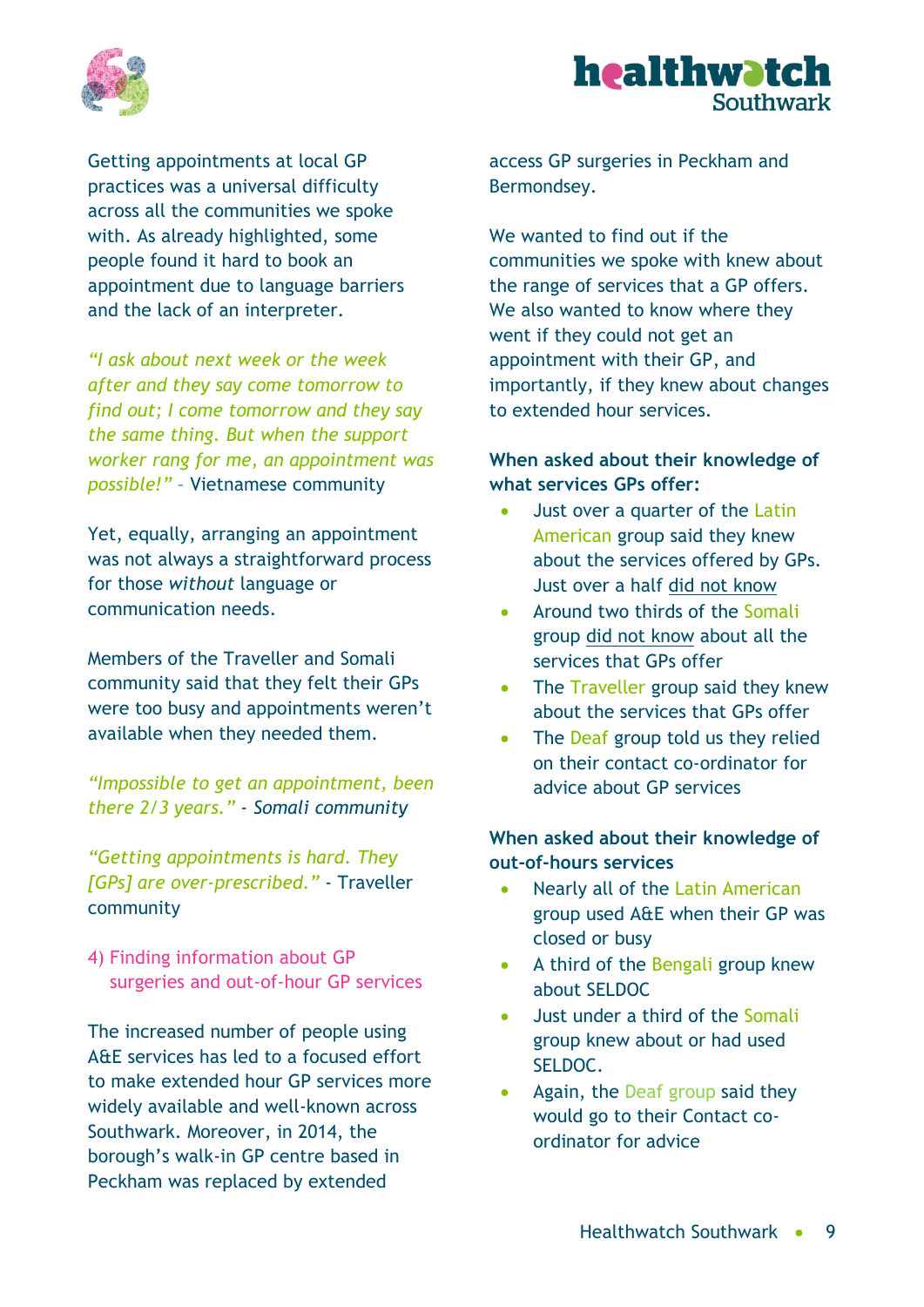Getting appointments at local GP practices was a universal difficulty across all the communities we spoke with. As already highlighted, some people found it hard to book an appointment due to language barriers and the lack of an interpreter.

*"I ask about next week or the week after and they say come tomorrow to find out; I come tomorrow and they say the same thing. But when the support worker rang for me, an appointment was possible!"* – Vietnamese community

Yet, equally, arranging an appointment was not always a straightforward process for those *without* language or communication needs.

Members of the Traveller and Somali community said that they felt their GPs were too busy and appointments weren't available when they needed them.

*"Impossible to get an appointment, been there 2/3 years." - Somali community*

*"Getting appointments is hard. They [GPs] are over-prescribed."* - Traveller community

## 4) Finding information about GP surgeries and out-of-hour GP services

The increased number of people using A&E services has led to a focused effort to make extended hour GP services more widely available and well-known across Southwark. Moreover, in 2014, the borough's walk-in GP centre based in Peckham was replaced by extended access GP surgeries in Peckham and Bermondsey.

We wanted to find out if the communities we spoke with knew about the range of services that a GP offers. We also wanted to know where they went if they could not get an appointment with their GP, and importantly, if they knew about changes to extended hour services.

**When asked about their knowledge of what services GPs offer:**

- Just over a quarter of the Latin American group said they knew about the services offered by GPs. Just over a half did not know
- Around two thirds of the Somali group did not know about all the services that GPs offer
- The Traveller group said they knew about the services that GPs offer
- The Deaf group told us they relied on their contact co-ordinator for advice about GP services

**When asked about their knowledge of out-of-hours services**

- Nearly all of the Latin American group used A&E when their GP was closed or busy
- A third of the Bengali group knew about SELDOC
- Just under a third of the Somali group knew about or had used SELDOC.
- Again, the Deaf group said they would go to their Contact co-ordinator for advice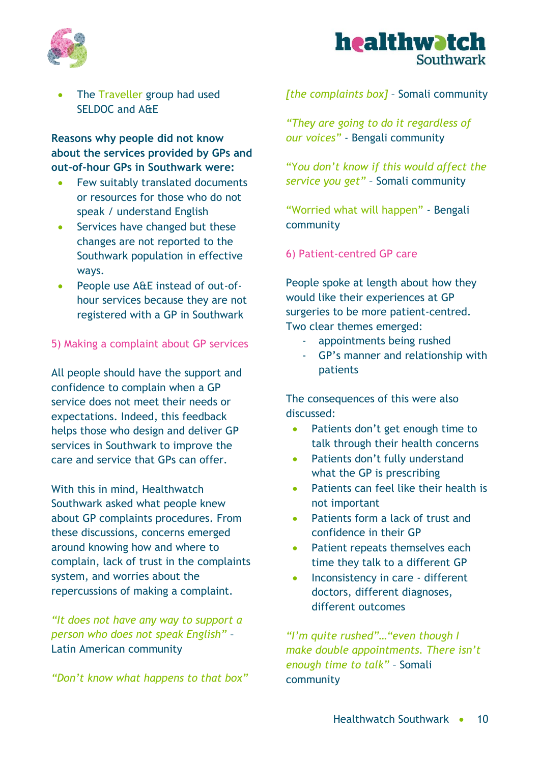- The Traveller group had used SELDOC and A&E

**Reasons why people did not know about the services provided by GPs and out-of-hour GPs in Southwark were:**

- Few suitably translated documents or resources for those who do not speak / understand English
- Services have changed but these changes are not reported to the Southwark population in effective ways.
- People use A&E instead of out-of-hour services because they are not registered with a GP in Southwark

## 5) Making a complaint about GP services

All people should have the support and confidence to complain when a GP service does not meet their needs or expectations. Indeed, this feedback helps those who design and deliver GP services in Southwark to improve the care and service that GPs can offer.

With this in mind, Healthwatch Southwark asked what people knew about GP complaints procedures. From these discussions, concerns emerged around knowing how and where to complain, lack of trust in the complaints system, and worries about the repercussions of making a complaint.

*"It does not have any way to support a person who does not speak English"* – Latin American community

*"Don't know what happens to that box" [the complaints box]* – Somali community

*"They are going to do it regardless of our voices"* - Bengali community

*"You don't know if this would affect the service you get"* – Somali community

"Worried what will happen" - Bengali community

## 6) Patient-centred GP care

People spoke at length about how they would like their experiences at GP surgeries to be more patient-centred. Two clear themes emerged:

- appointments being rushed
- GP's manner and relationship with patients

The consequences of this were also discussed:

- Patients don't get enough time to talk through their health concerns
- Patients don't fully understand what the GP is prescribing
- Patients can feel like their health is not important
- Patients form a lack of trust and confidence in their GP
- Patient repeats themselves each time they talk to a different GP
- Inconsistency in care - different doctors, different diagnoses, different outcomes

*"I'm quite rushed"…"even though I make double appointments. There isn't enough time to talk"* – Somali community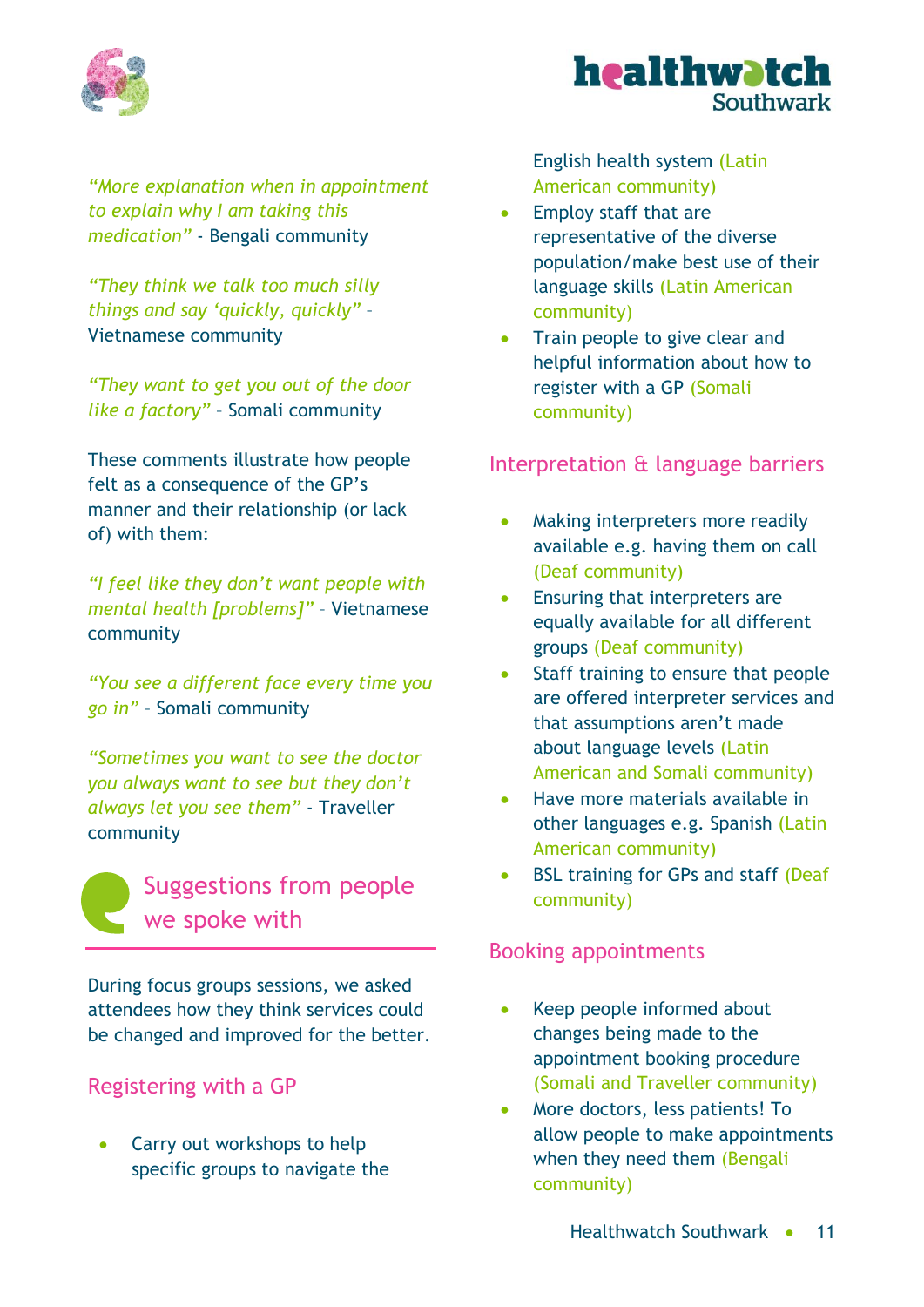*"More explanation when in appointment to explain why I am taking this medication"* - Bengali community

*"They think we talk too much silly things and say 'quickly, quickly"* – Vietnamese community

*"They want to get you out of the door like a factory"* – Somali community

These comments illustrate how people felt as a consequence of the GP's manner and their relationship (or lack of) with them:

*"I feel like they don't want people with mental health [problems]"* – Vietnamese community

*"You see a different face every time you go in"* – Somali community

*"Sometimes you want to see the doctor you always want to see but they don't always let you see them"* - Traveller community

## Suggestions from people we spoke with

During focus groups sessions, we asked attendees how they think services could be changed and improved for the better.

### Registering with a GP

- Carry out workshops to help specific groups to navigate the English health system (Latin American community)
- Employ staff that are representative of the diverse population/make best use of their language skills (Latin American community)
- Train people to give clear and helpful information about how to register with a GP (Somali community)

### Interpretation & language barriers

- Making interpreters more readily available e.g. having them on call (Deaf community)
- Ensuring that interpreters are equally available for all different groups (Deaf community)
- Staff training to ensure that people are offered interpreter services and that assumptions aren't made about language levels (Latin American and Somali community)
- Have more materials available in other languages e.g. Spanish (Latin American community)
- BSL training for GPs and staff (Deaf community)

### Booking appointments

- Keep people informed about changes being made to the appointment booking procedure (Somali and Traveller community)
- More doctors, less patients! To allow people to make appointments when they need them (Bengali community)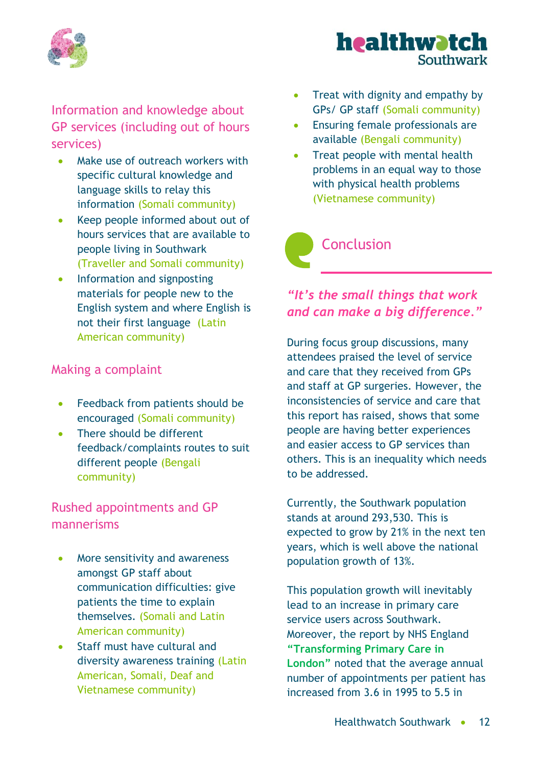### Information and knowledge about GP services (including out of hours services)

- Make use of outreach workers with specific cultural knowledge and language skills to relay this information (Somali community)
- Keep people informed about out of hours services that are available to people living in Southwark (Traveller and Somali community)
- Information and signposting materials for people new to the English system and where English is not their first language (Latin American community)

### Making a complaint

- Feedback from patients should be encouraged (Somali community)
- There should be different feedback/complaints routes to suit different people (Bengali community)

### Rushed appointments and GP mannerisms

- More sensitivity and awareness amongst GP staff about communication difficulties: give patients the time to explain themselves. (Somali and Latin American community)
- Staff must have cultural and diversity awareness training (Latin American, Somali, Deaf and Vietnamese community)
- Treat with dignity and empathy by GPs/ GP staff (Somali community)
- Ensuring female professionals are available (Bengali community)
- Treat people with mental health problems in an equal way to those with physical health problems (Vietnamese community)

## Conclusion

***"It's the small things that work and can make a big difference."***

During focus group discussions, many attendees praised the level of service and care that they received from GPs and staff at GP surgeries. However, the inconsistencies of service and care that this report has raised, shows that some people are having better experiences and easier access to GP services than others. This is an inequality which needs to be addressed.

Currently, the Southwark population stands at around 293,530. This is expected to grow by 21% in the next ten years, which is well above the national population growth of 13%.

This population growth will inevitably lead to an increase in primary care service users across Southwark. Moreover, the report by NHS England **"Transforming Primary Care in London"** noted that the average annual number of appointments per patient has increased from 3.6 in 1995 to 5.5 in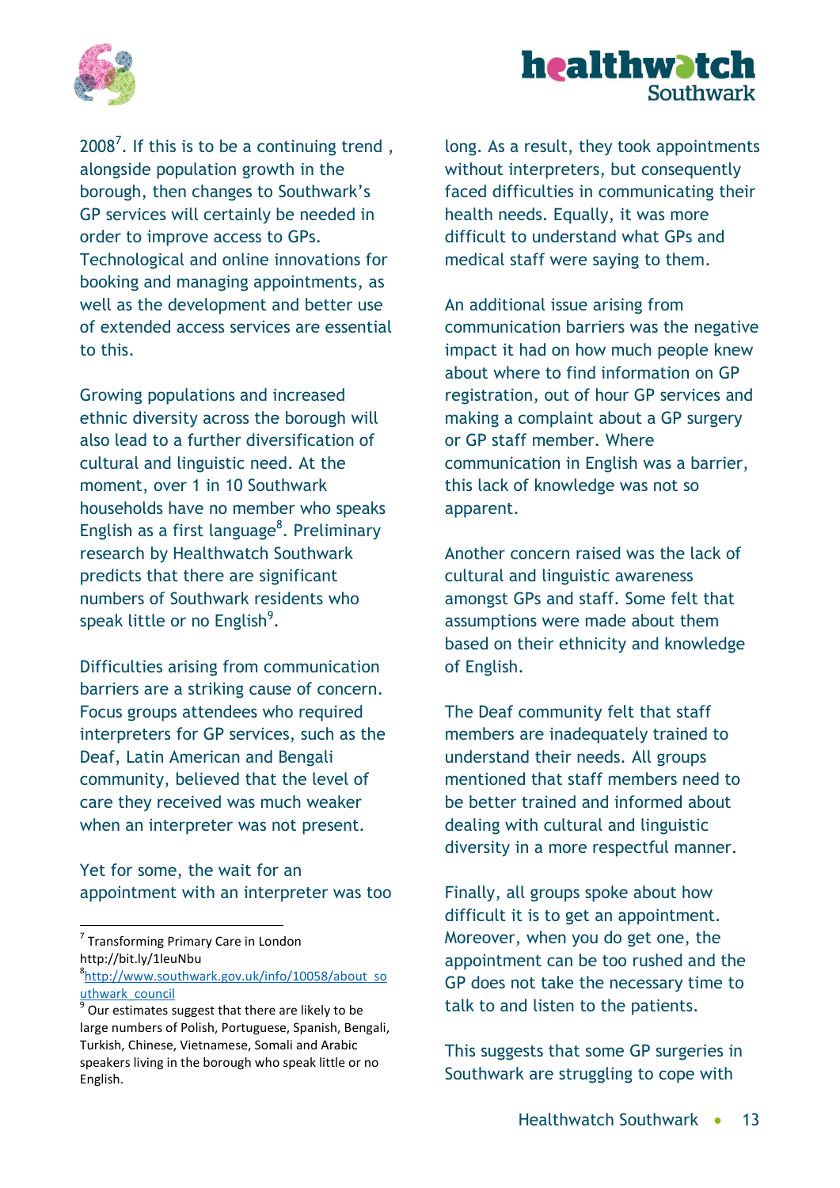2008[7]. If this is to be a continuing trend , alongside population growth in the borough, then changes to Southwark's GP services will certainly be needed in order to improve access to GPs. Technological and online innovations for booking and managing appointments, as well as the development and better use of extended access services are essential to this.

Growing populations and increased ethnic diversity across the borough will also lead to a further diversification of cultural and linguistic need. At the moment, over 1 in 10 Southwark households have no member who speaks English as a first language[8]. Preliminary research by Healthwatch Southwark predicts that there are significant numbers of Southwark residents who speak little or no English[9].

Difficulties arising from communication barriers are a striking cause of concern. Focus groups attendees who required interpreters for GP services, such as the Deaf, Latin American and Bengali community, believed that the level of care they received was much weaker when an interpreter was not present.

Yet for some, the wait for an appointment with an interpreter was too long. As a result, they took appointments without interpreters, but consequently faced difficulties in communicating their health needs. Equally, it was more difficult to understand what GPs and medical staff were saying to them.

An additional issue arising from communication barriers was the negative impact it had on how much people knew about where to find information on GP registration, out of hour GP services and making a complaint about a GP surgery or GP staff member. Where communication in English was a barrier, this lack of knowledge was not so apparent.

Another concern raised was the lack of cultural and linguistic awareness amongst GPs and staff. Some felt that assumptions were made about them based on their ethnicity and knowledge of English.

The Deaf community felt that staff members are inadequately trained to understand their needs. All groups mentioned that staff members need to be better trained and informed about dealing with cultural and linguistic diversity in a more respectful manner.

Finally, all groups spoke about how difficult it is to get an appointment. Moreover, when you do get one, the appointment can be too rushed and the GP does not take the necessary time to talk to and listen to the patients.

This suggests that some GP surgeries in Southwark are struggling to cope with

---

[7] Transforming Primary Care in London http://bit.ly/1leuNbu

[8] http://www.southwark.gov.uk/info/10058/about_southwark_council

[9] Our estimates suggest that there are likely to be large numbers of Polish, Portuguese, Spanish, Bengali, Turkish, Chinese, Vietnamese, Somali and Arabic speakers living in the borough who speak little or no English.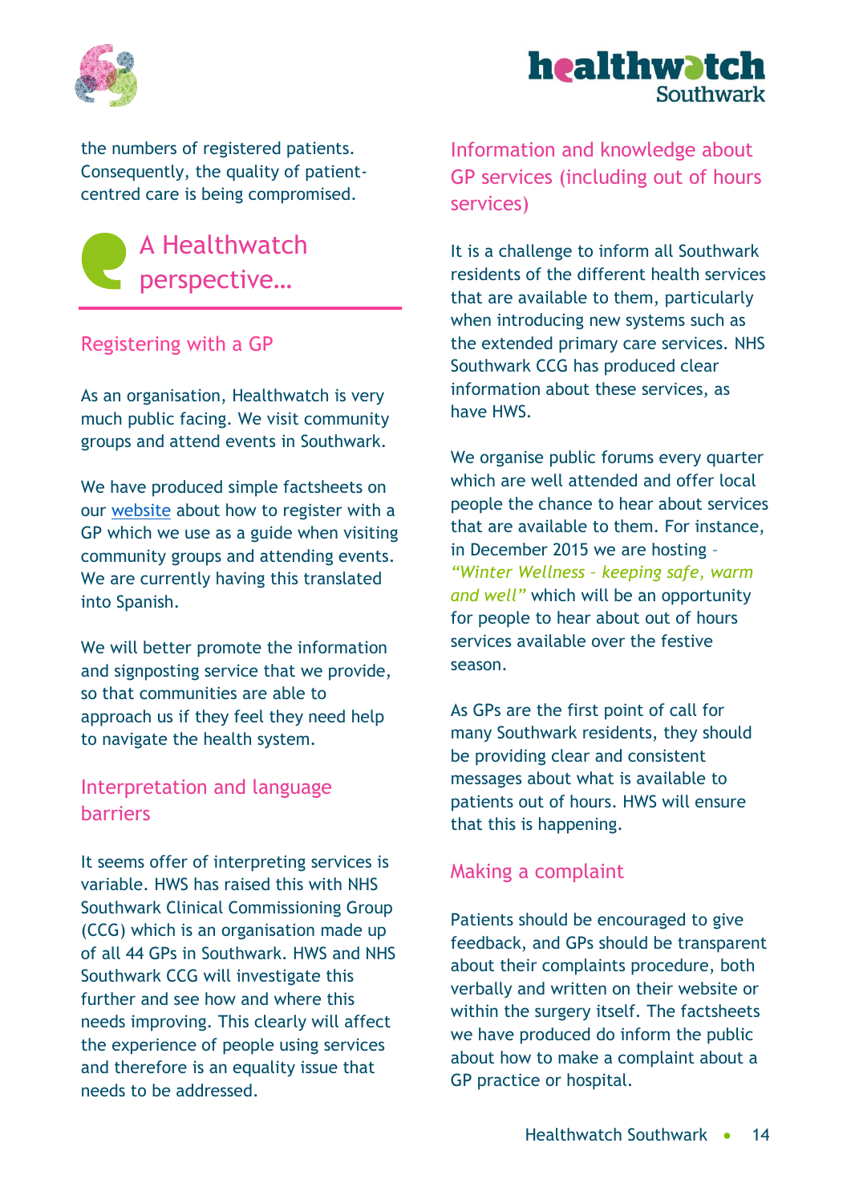the numbers of registered patients. Consequently, the quality of patient-centred care is being compromised.

## A Healthwatch perspective…

### Registering with a GP

As an organisation, Healthwatch is very much public facing. We visit community groups and attend events in Southwark.

We have produced simple factsheets on our website about how to register with a GP which we use as a guide when visiting community groups and attending events. We are currently having this translated into Spanish.

We will better promote the information and signposting service that we provide, so that communities are able to approach us if they feel they need help to navigate the health system.

### Interpretation and language barriers

It seems offer of interpreting services is variable. HWS has raised this with NHS Southwark Clinical Commissioning Group (CCG) which is an organisation made up of all 44 GPs in Southwark. HWS and NHS Southwark CCG will investigate this further and see how and where this needs improving. This clearly will affect the experience of people using services and therefore is an equality issue that needs to be addressed.

### Information and knowledge about GP services (including out of hours services)

It is a challenge to inform all Southwark residents of the different health services that are available to them, particularly when introducing new systems such as the extended primary care services. NHS Southwark CCG has produced clear information about these services, as have HWS.

We organise public forums every quarter which are well attended and offer local people the chance to hear about services that are available to them. For instance, in December 2015 we are hosting – *"Winter Wellness – keeping safe, warm and well"* which will be an opportunity for people to hear about out of hours services available over the festive season.

As GPs are the first point of call for many Southwark residents, they should be providing clear and consistent messages about what is available to patients out of hours. HWS will ensure that this is happening.

### Making a complaint

Patients should be encouraged to give feedback, and GPs should be transparent about their complaints procedure, both verbally and written on their website or within the surgery itself. The factsheets we have produced do inform the public about how to make a complaint about a GP practice or hospital.